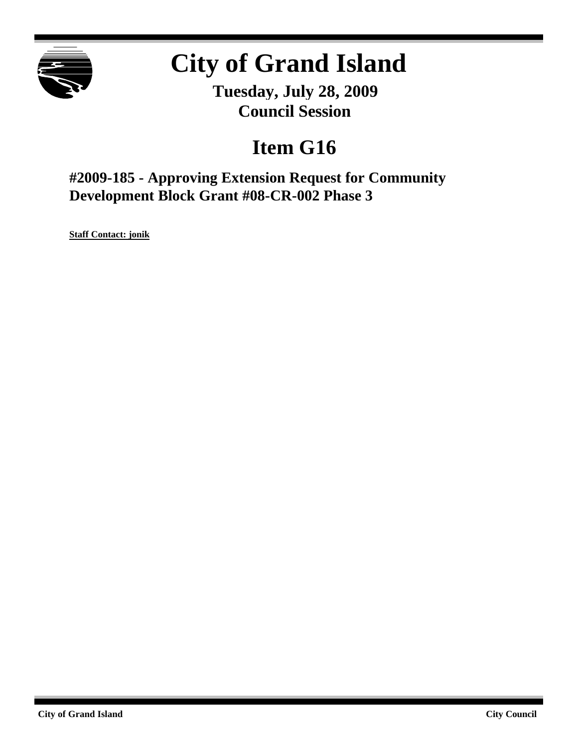# City of Grand Island

**Tuesday, July 28, 2009**
**Council Session**

## Item G16

### #2009-185 - Approving Extension Request for Community Development Block Grant #08-CR-002 Phase 3

**Staff Contact: jonik**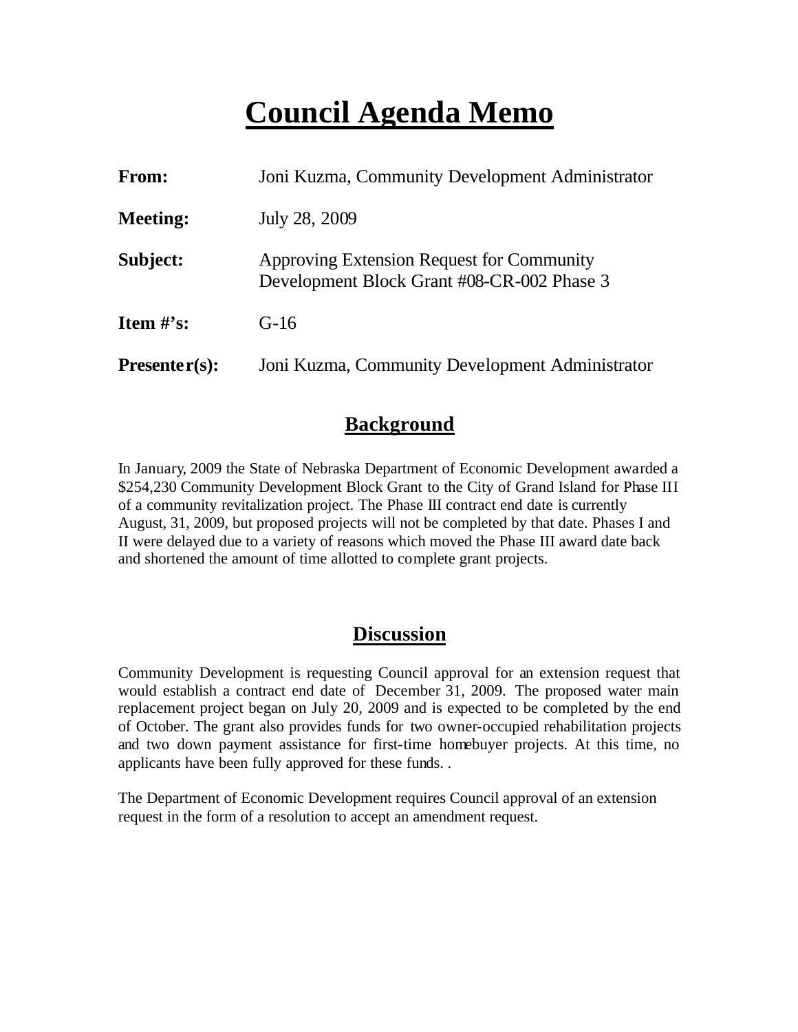# Council Agenda Memo

**From:** Joni Kuzma, Community Development Administrator

**Meeting:** July 28, 2009

**Subject:** Approving Extension Request for Community Development Block Grant #08-CR-002 Phase 3

**Item #'s:** G-16

**Presenter(s):** Joni Kuzma, Community Development Administrator

## Background

In January, 2009 the State of Nebraska Department of Economic Development awarded a $254,230 Community Development Block Grant to the City of Grand Island for Phase III of a community revitalization project. The Phase III contract end date is currently August, 31, 2009, but proposed projects will not be completed by that date. Phases I and II were delayed due to a variety of reasons which moved the Phase III award date back and shortened the amount of time allotted to complete grant projects.

## Discussion

Community Development is requesting Council approval for an extension request that would establish a contract end date of December 31, 2009. The proposed water main replacement project began on July 20, 2009 and is expected to be completed by the end of October. The grant also provides funds for two owner-occupied rehabilitation projects and two down payment assistance for first-time homebuyer projects. At this time, no applicants have been fully approved for these funds. .

The Department of Economic Development requires Council approval of an extension request in the form of a resolution to accept an amendment request.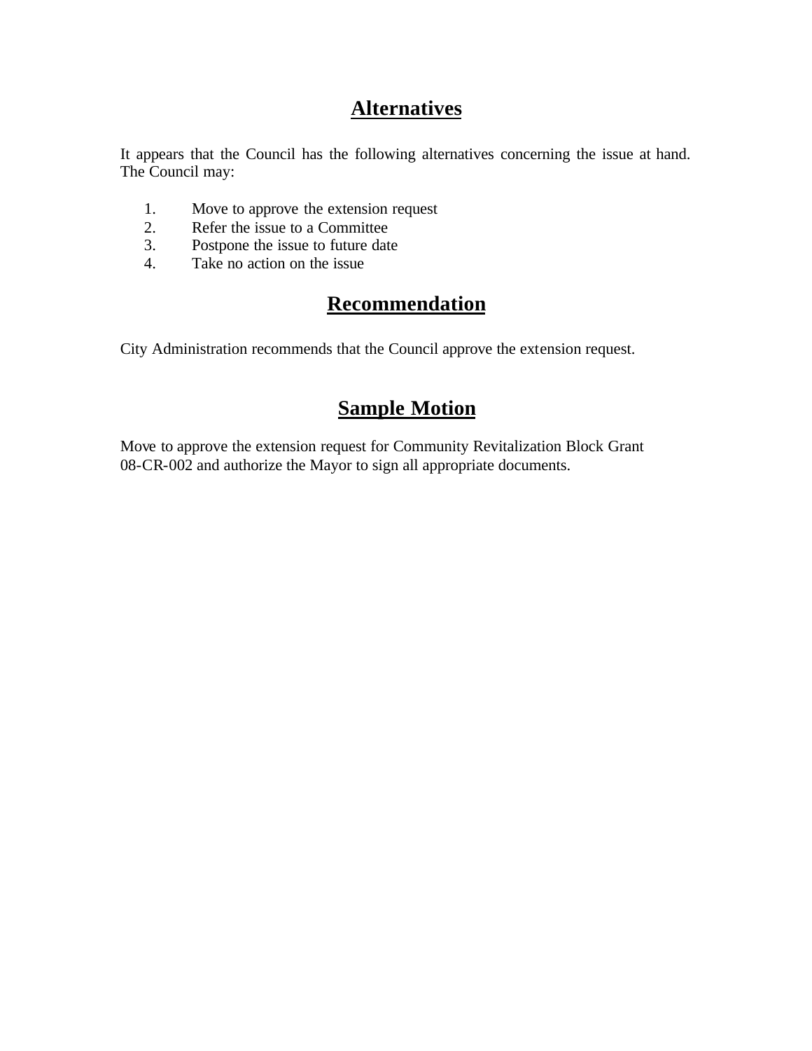## Alternatives

It appears that the Council has the following alternatives concerning the issue at hand. The Council may:

1. Move to approve the extension request
2. Refer the issue to a Committee
3. Postpone the issue to future date
4. Take no action on the issue

## Recommendation

City Administration recommends that the Council approve the extension request.

## Sample Motion

Move to approve the extension request for Community Revitalization Block Grant 08-CR-002 and authorize the Mayor to sign all appropriate documents.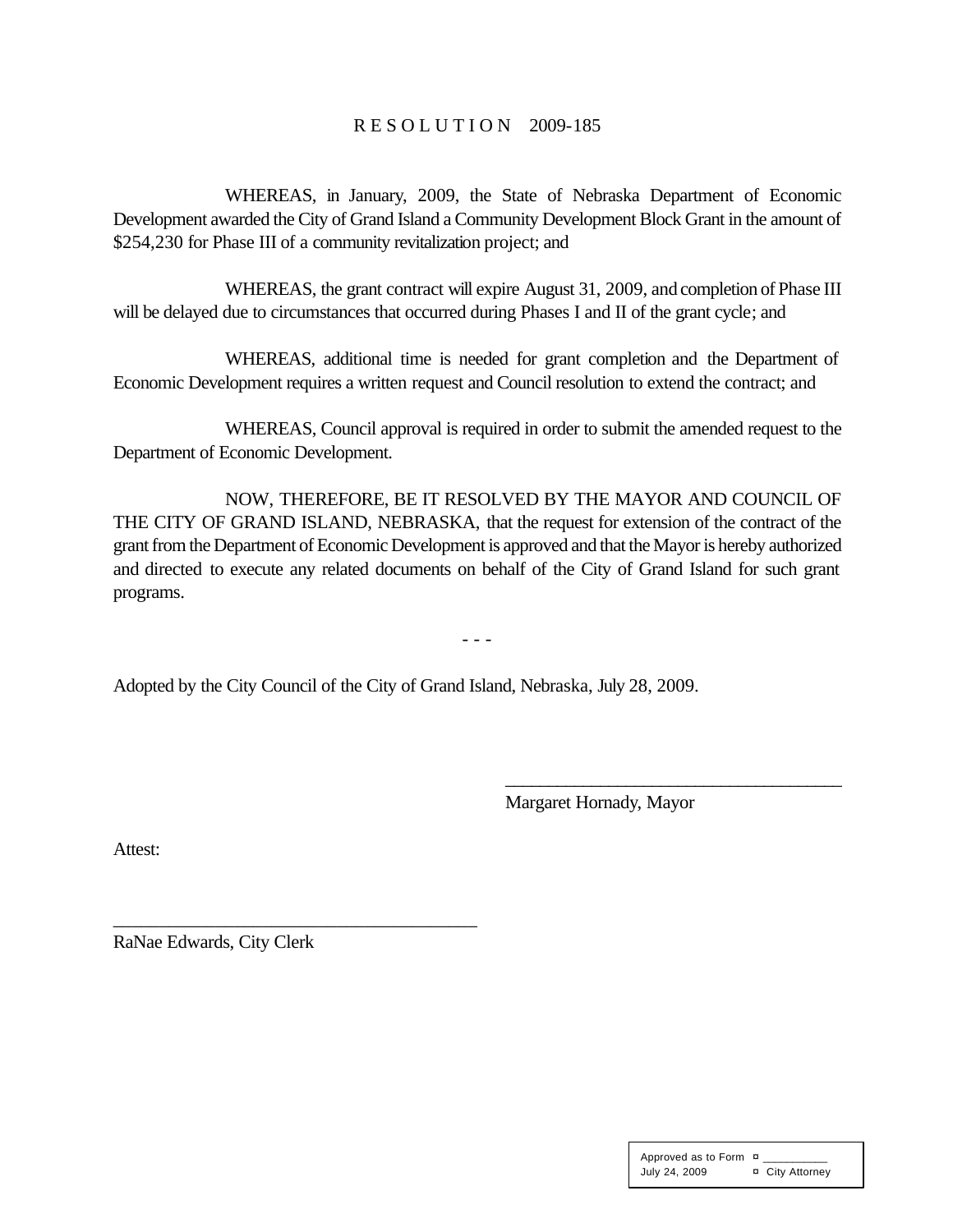# R E S O L U T I O N 2009-185

WHEREAS, in January, 2009, the State of Nebraska Department of Economic Development awarded the City of Grand Island a Community Development Block Grant in the amount of $254,230 for Phase III of a community revitalization project; and

WHEREAS, the grant contract will expire August 31, 2009, and completion of Phase III will be delayed due to circumstances that occurred during Phases I and II of the grant cycle; and

WHEREAS, additional time is needed for grant completion and the Department of Economic Development requires a written request and Council resolution to extend the contract; and

WHEREAS, Council approval is required in order to submit the amended request to the Department of Economic Development.

NOW, THEREFORE, BE IT RESOLVED BY THE MAYOR AND COUNCIL OF THE CITY OF GRAND ISLAND, NEBRASKA, that the request for extension of the contract of the grant from the Department of Economic Development is approved and that the Mayor is hereby authorized and directed to execute any related documents on behalf of the City of Grand Island for such grant programs.

- - -

Adopted by the City Council of the City of Grand Island, Nebraska, July 28, 2009.

_____________________________________
Margaret Hornady, Mayor

Attest:

_______________________________________
RaNae Edwards, City Clerk

| | |
|---|---|
| Approved as to Form ¤ | __________ |
| July 24, 2009 | ¤ City Attorney |